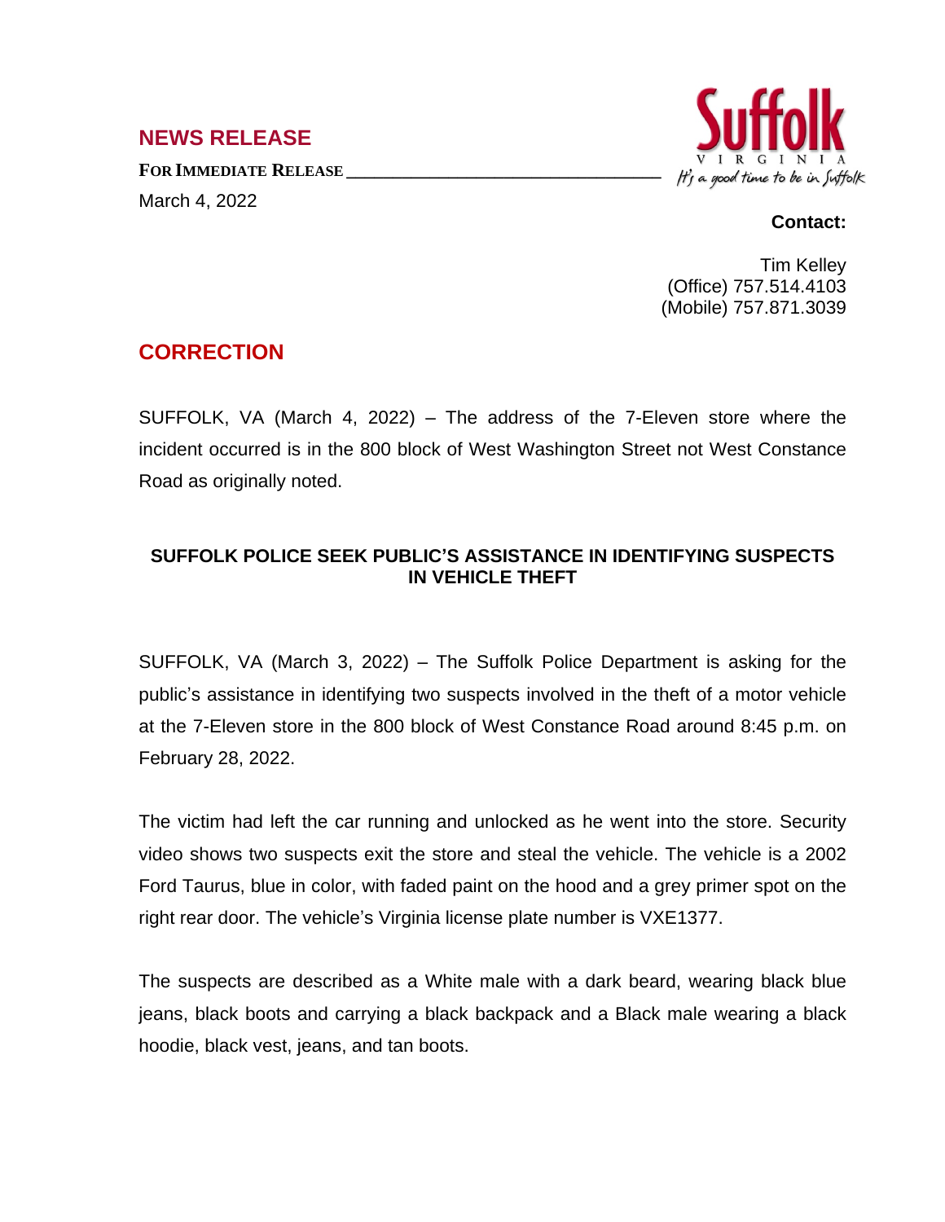## NEWS RELEASE

**FOR IMMEDIATE RELEASE**

March 4, 2022

Suffolk
VIRGINIA
*It's a good time to be in Suffolk*

**Contact:**

Tim Kelley
(Office) 757.514.4103
(Mobile) 757.871.3039

## CORRECTION

SUFFOLK, VA (March 4, 2022) – The address of the 7-Eleven store where the incident occurred is in the 800 block of West Washington Street not West Constance Road as originally noted.

### SUFFOLK POLICE SEEK PUBLIC'S ASSISTANCE IN IDENTIFYING SUSPECTS IN VEHICLE THEFT

SUFFOLK, VA (March 3, 2022) – The Suffolk Police Department is asking for the public's assistance in identifying two suspects involved in the theft of a motor vehicle at the 7-Eleven store in the 800 block of West Constance Road around 8:45 p.m. on February 28, 2022.

The victim had left the car running and unlocked as he went into the store. Security video shows two suspects exit the store and steal the vehicle. The vehicle is a 2002 Ford Taurus, blue in color, with faded paint on the hood and a grey primer spot on the right rear door. The vehicle's Virginia license plate number is VXE1377.

The suspects are described as a White male with a dark beard, wearing black blue jeans, black boots and carrying a black backpack and a Black male wearing a black hoodie, black vest, jeans, and tan boots.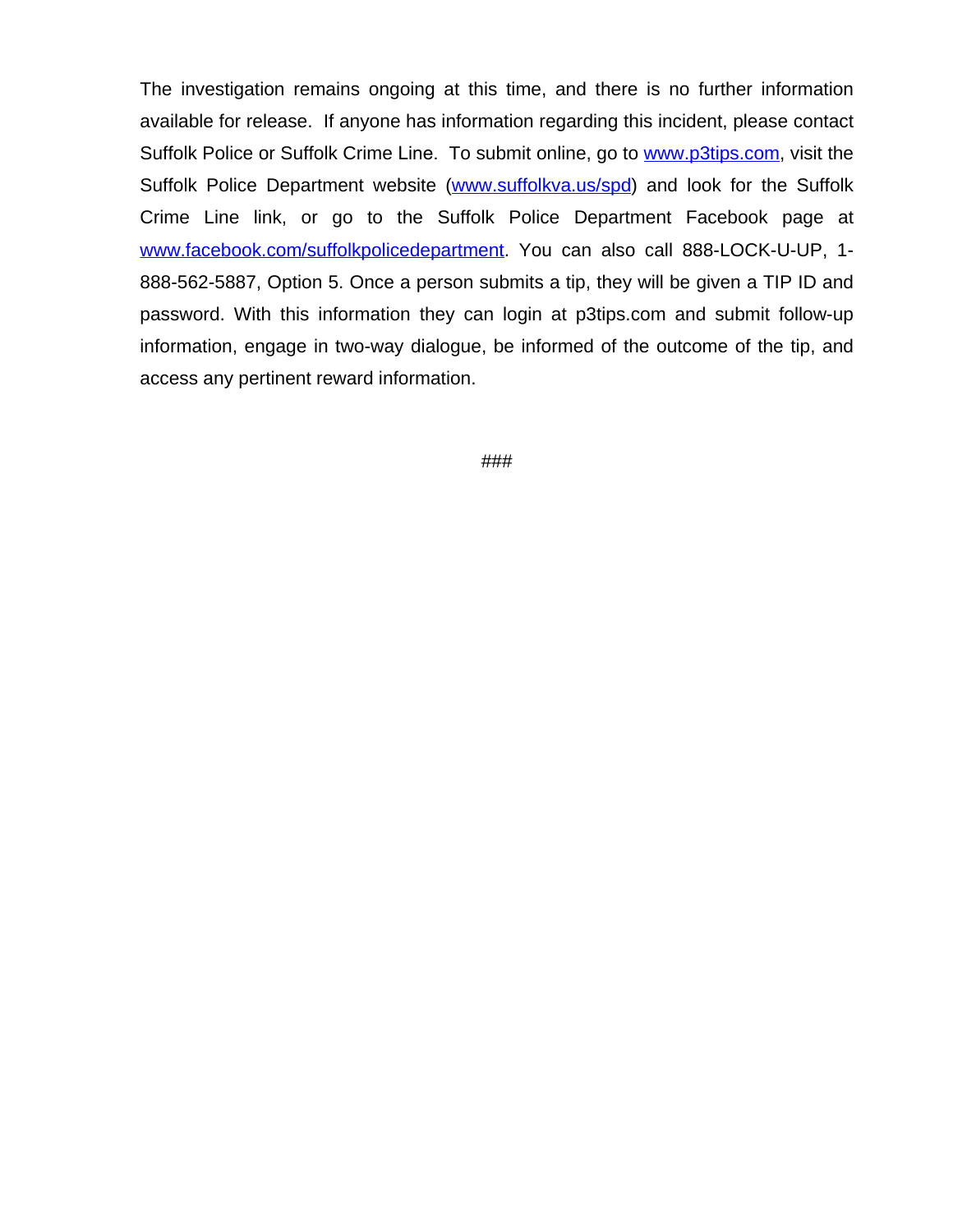The investigation remains ongoing at this time, and there is no further information available for release. If anyone has information regarding this incident, please contact Suffolk Police or Suffolk Crime Line. To submit online, go to www.p3tips.com, visit the Suffolk Police Department website (www.suffolkva.us/spd) and look for the Suffolk Crime Line link, or go to the Suffolk Police Department Facebook page at www.facebook.com/suffolkpolicedepartment. You can also call 888-LOCK-U-UP, 1-888-562-5887, Option 5. Once a person submits a tip, they will be given a TIP ID and password. With this information they can login at p3tips.com and submit follow-up information, engage in two-way dialogue, be informed of the outcome of the tip, and access any pertinent reward information.

###